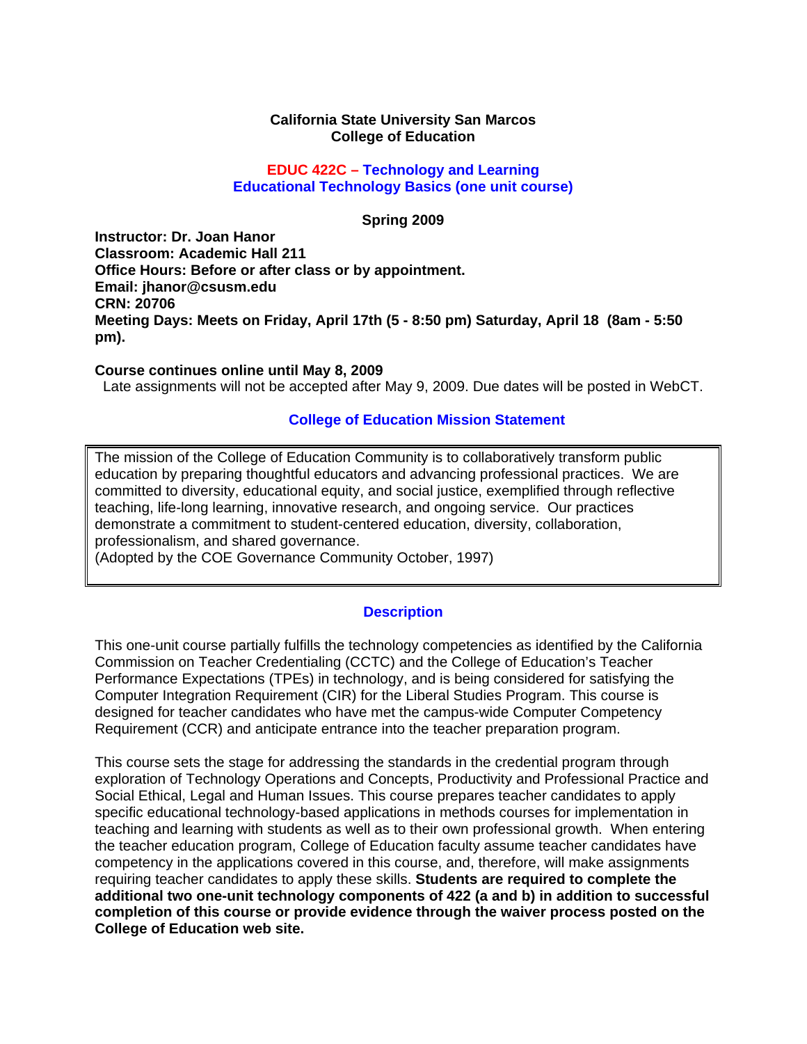**California State University San Marcos**
**College of Education**

## EDUC 422C – Technology and Learning
## Educational Technology Basics (one unit course)

**Spring 2009**

**Instructor: Dr. Joan Hanor**
**Classroom: Academic Hall 211**
**Office Hours: Before or after class or by appointment.**
**Email: jhanor@csusm.edu**
**CRN: 20706**
**Meeting Days: Meets on Friday, April 17th (5 - 8:50 pm) Saturday, April 18 (8am - 5:50 pm).**

**Course continues online until May 8, 2009**
Late assignments will not be accepted after May 9, 2009. Due dates will be posted in WebCT.

### College of Education Mission Statement

The mission of the College of Education Community is to collaboratively transform public education by preparing thoughtful educators and advancing professional practices. We are committed to diversity, educational equity, and social justice, exemplified through reflective teaching, life-long learning, innovative research, and ongoing service. Our practices demonstrate a commitment to student-centered education, diversity, collaboration, professionalism, and shared governance.
(Adopted by the COE Governance Community October, 1997)

### Description

This one-unit course partially fulfills the technology competencies as identified by the California Commission on Teacher Credentialing (CCTC) and the College of Education's Teacher Performance Expectations (TPEs) in technology, and is being considered for satisfying the Computer Integration Requirement (CIR) for the Liberal Studies Program. This course is designed for teacher candidates who have met the campus-wide Computer Competency Requirement (CCR) and anticipate entrance into the teacher preparation program.

This course sets the stage for addressing the standards in the credential program through exploration of Technology Operations and Concepts, Productivity and Professional Practice and Social Ethical, Legal and Human Issues. This course prepares teacher candidates to apply specific educational technology-based applications in methods courses for implementation in teaching and learning with students as well as to their own professional growth. When entering the teacher education program, College of Education faculty assume teacher candidates have competency in the applications covered in this course, and, therefore, will make assignments requiring teacher candidates to apply these skills. **Students are required to complete the additional two one-unit technology components of 422 (a and b) in addition to successful completion of this course or provide evidence through the waiver process posted on the College of Education web site.**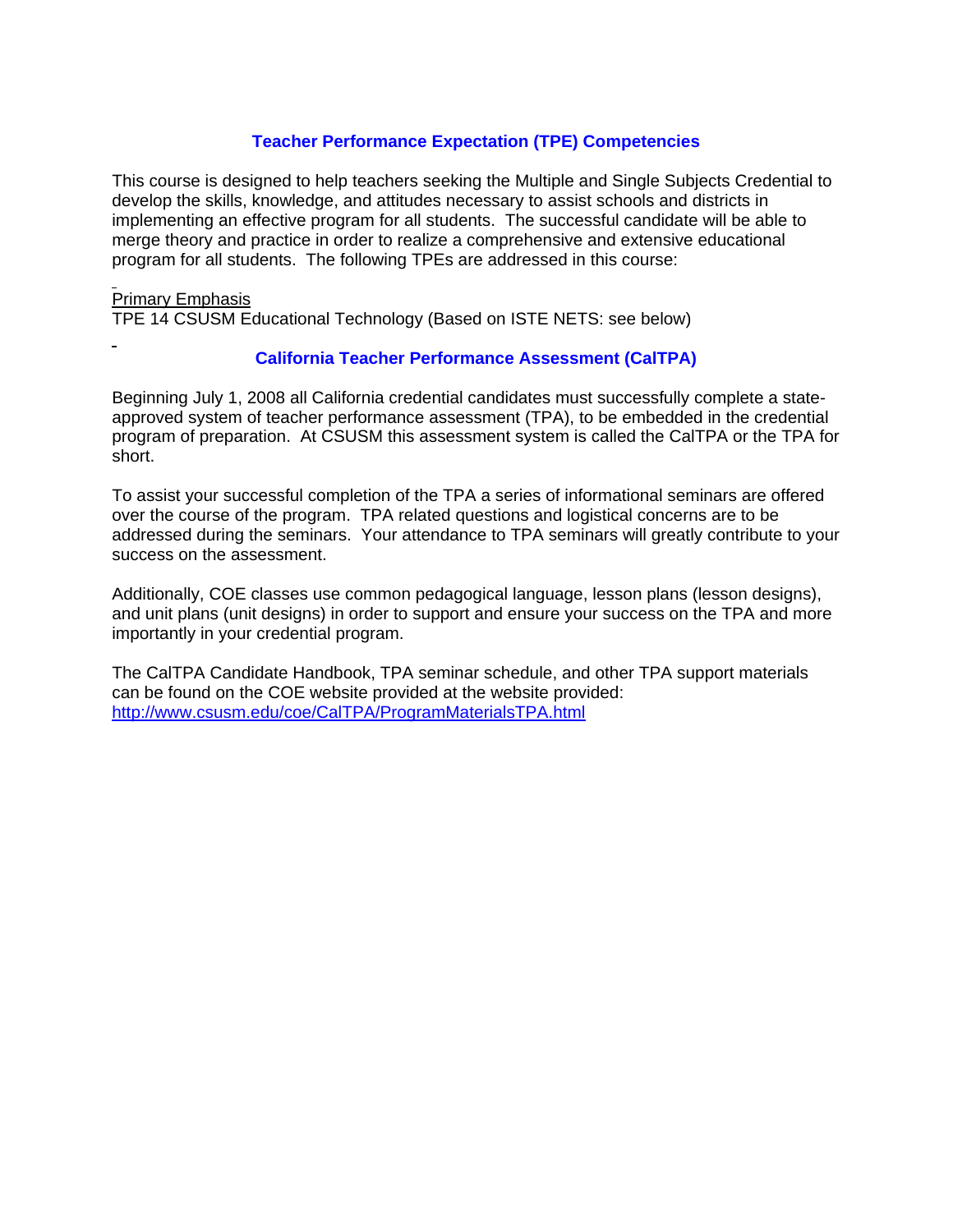## Teacher Performance Expectation (TPE) Competencies

This course is designed to help teachers seeking the Multiple and Single Subjects Credential to develop the skills, knowledge, and attitudes necessary to assist schools and districts in implementing an effective program for all students. The successful candidate will be able to merge theory and practice in order to realize a comprehensive and extensive educational program for all students. The following TPEs are addressed in this course:

Primary Emphasis
TPE 14 CSUSM Educational Technology (Based on ISTE NETS: see below)

## California Teacher Performance Assessment (CalTPA)

Beginning July 1, 2008 all California credential candidates must successfully complete a state-approved system of teacher performance assessment (TPA), to be embedded in the credential program of preparation. At CSUSM this assessment system is called the CalTPA or the TPA for short.

To assist your successful completion of the TPA a series of informational seminars are offered over the course of the program. TPA related questions and logistical concerns are to be addressed during the seminars. Your attendance to TPA seminars will greatly contribute to your success on the assessment.

Additionally, COE classes use common pedagogical language, lesson plans (lesson designs), and unit plans (unit designs) in order to support and ensure your success on the TPA and more importantly in your credential program.

The CalTPA Candidate Handbook, TPA seminar schedule, and other TPA support materials can be found on the COE website provided at the website provided: http://www.csusm.edu/coe/CalTPA/ProgramMaterialsTPA.html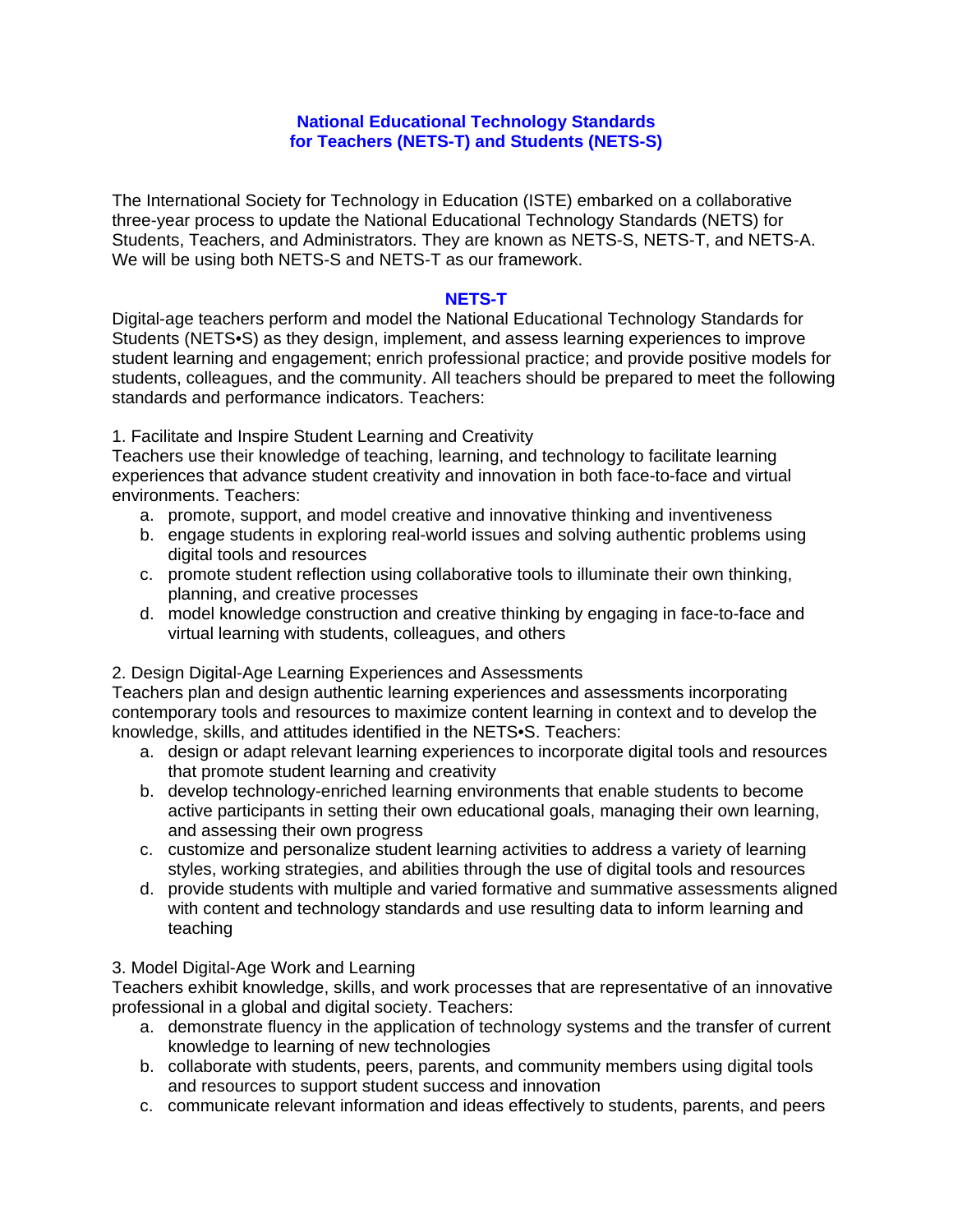## National Educational Technology Standards for Teachers (NETS-T) and Students (NETS-S)

The International Society for Technology in Education (ISTE) embarked on a collaborative three-year process to update the National Educational Technology Standards (NETS) for Students, Teachers, and Administrators. They are known as NETS-S, NETS-T, and NETS-A. We will be using both NETS-S and NETS-T as our framework.

### NETS-T

Digital-age teachers perform and model the National Educational Technology Standards for Students (NETS•S) as they design, implement, and assess learning experiences to improve student learning and engagement; enrich professional practice; and provide positive models for students, colleagues, and the community. All teachers should be prepared to meet the following standards and performance indicators. Teachers:

1. Facilitate and Inspire Student Learning and Creativity
Teachers use their knowledge of teaching, learning, and technology to facilitate learning experiences that advance student creativity and innovation in both face-to-face and virtual environments. Teachers:
    a. promote, support, and model creative and innovative thinking and inventiveness
    b. engage students in exploring real-world issues and solving authentic problems using digital tools and resources
    c. promote student reflection using collaborative tools to illuminate their own thinking, planning, and creative processes
    d. model knowledge construction and creative thinking by engaging in face-to-face and virtual learning with students, colleagues, and others

2. Design Digital-Age Learning Experiences and Assessments
Teachers plan and design authentic learning experiences and assessments incorporating contemporary tools and resources to maximize content learning in context and to develop the knowledge, skills, and attitudes identified in the NETS•S. Teachers:
    a. design or adapt relevant learning experiences to incorporate digital tools and resources that promote student learning and creativity
    b. develop technology-enriched learning environments that enable students to become active participants in setting their own educational goals, managing their own learning, and assessing their own progress
    c. customize and personalize student learning activities to address a variety of learning styles, working strategies, and abilities through the use of digital tools and resources
    d. provide students with multiple and varied formative and summative assessments aligned with content and technology standards and use resulting data to inform learning and teaching

3. Model Digital-Age Work and Learning
Teachers exhibit knowledge, skills, and work processes that are representative of an innovative professional in a global and digital society. Teachers:
    a. demonstrate fluency in the application of technology systems and the transfer of current knowledge to learning of new technologies
    b. collaborate with students, peers, parents, and community members using digital tools and resources to support student success and innovation
    c. communicate relevant information and ideas effectively to students, parents, and peers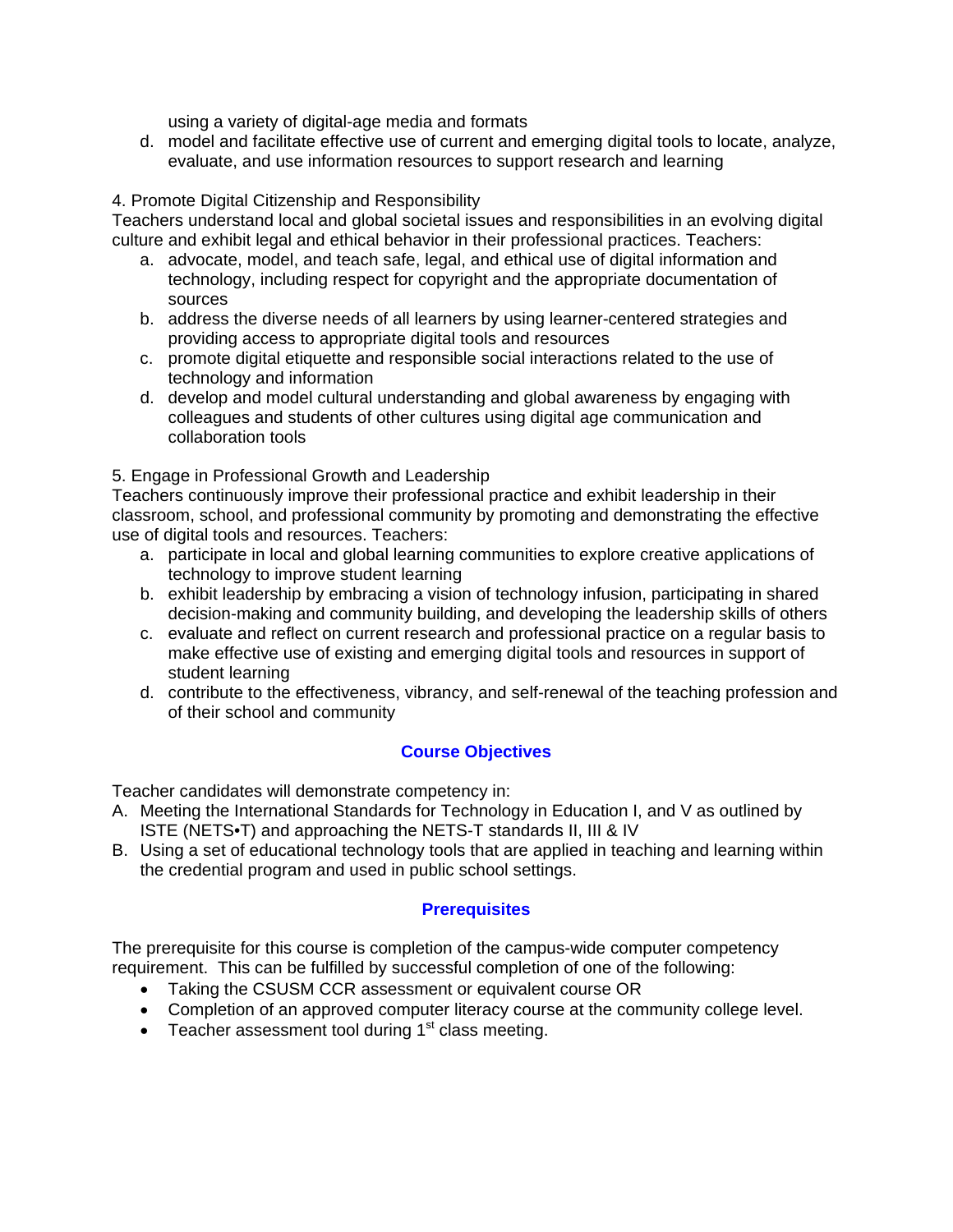using a variety of digital-age media and formats

d. model and facilitate effective use of current and emerging digital tools to locate, analyze, evaluate, and use information resources to support research and learning

4. Promote Digital Citizenship and Responsibility

Teachers understand local and global societal issues and responsibilities in an evolving digital culture and exhibit legal and ethical behavior in their professional practices. Teachers:

a. advocate, model, and teach safe, legal, and ethical use of digital information and technology, including respect for copyright and the appropriate documentation of sources
b. address the diverse needs of all learners by using learner-centered strategies and providing access to appropriate digital tools and resources
c. promote digital etiquette and responsible social interactions related to the use of technology and information
d. develop and model cultural understanding and global awareness by engaging with colleagues and students of other cultures using digital age communication and collaboration tools

5. Engage in Professional Growth and Leadership

Teachers continuously improve their professional practice and exhibit leadership in their classroom, school, and professional community by promoting and demonstrating the effective use of digital tools and resources. Teachers:

a. participate in local and global learning communities to explore creative applications of technology to improve student learning
b. exhibit leadership by embracing a vision of technology infusion, participating in shared decision-making and community building, and developing the leadership skills of others
c. evaluate and reflect on current research and professional practice on a regular basis to make effective use of existing and emerging digital tools and resources in support of student learning
d. contribute to the effectiveness, vibrancy, and self-renewal of the teaching profession and of their school and community

## Course Objectives

Teacher candidates will demonstrate competency in:

A. Meeting the International Standards for Technology in Education I, and V as outlined by ISTE (NETS•T) and approaching the NETS-T standards II, III & IV
B. Using a set of educational technology tools that are applied in teaching and learning within the credential program and used in public school settings.

## Prerequisites

The prerequisite for this course is completion of the campus-wide computer competency requirement. This can be fulfilled by successful completion of one of the following:

- Taking the CSUSM CCR assessment or equivalent course OR
- Completion of an approved computer literacy course at the community college level.
- Teacher assessment tool during 1st class meeting.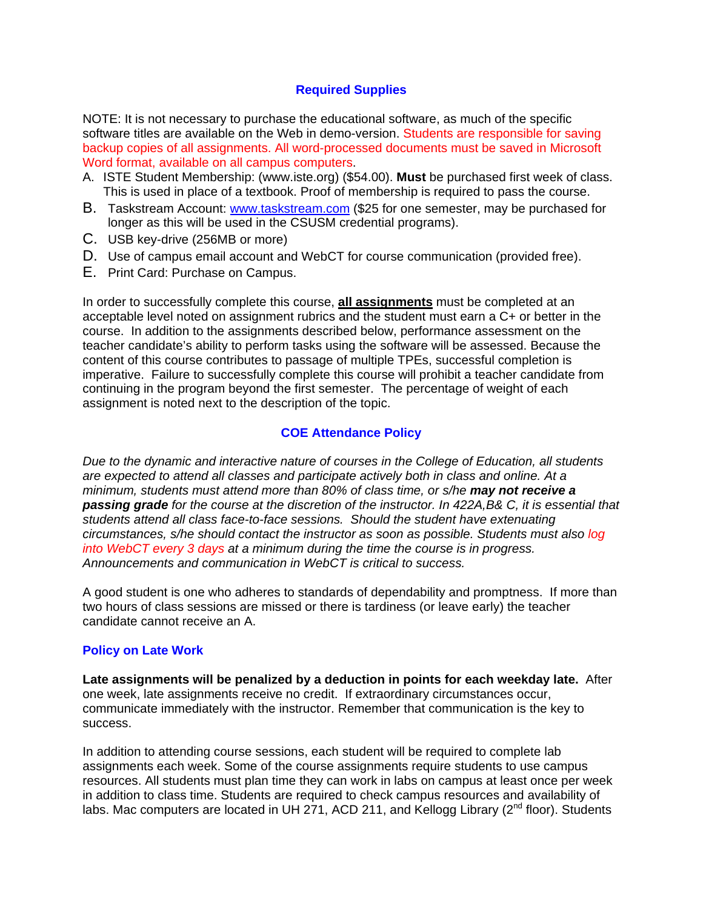## Required Supplies

NOTE: It is not necessary to purchase the educational software, as much of the specific software titles are available on the Web in demo-version. Students are responsible for saving backup copies of all assignments. All word-processed documents must be saved in Microsoft Word format, available on all campus computers.

A. ISTE Student Membership: (www.iste.org) ($54.00). **Must** be purchased first week of class. This is used in place of a textbook. Proof of membership is required to pass the course.
B. Taskstream Account: www.taskstream.com ($25 for one semester, may be purchased for longer as this will be used in the CSUSM credential programs).
C. USB key-drive (256MB or more)
D. Use of campus email account and WebCT for course communication (provided free).
E. Print Card: Purchase on Campus.

In order to successfully complete this course, **all assignments** must be completed at an acceptable level noted on assignment rubrics and the student must earn a C+ or better in the course. In addition to the assignments described below, performance assessment on the teacher candidate's ability to perform tasks using the software will be assessed. Because the content of this course contributes to passage of multiple TPEs, successful completion is imperative. Failure to successfully complete this course will prohibit a teacher candidate from continuing in the program beyond the first semester. The percentage of weight of each assignment is noted next to the description of the topic.

## COE Attendance Policy

*Due to the dynamic and interactive nature of courses in the College of Education, all students are expected to attend all classes and participate actively both in class and online. At a minimum, students must attend more than 80% of class time, or s/he* ***may not receive a passing grade*** *for the course at the discretion of the instructor. In 422A,B& C, it is essential that students attend all class face-to-face sessions. Should the student have extenuating circumstances, s/he should contact the instructor as soon as possible. Students must also log into WebCT every 3 days at a minimum during the time the course is in progress. Announcements and communication in WebCT is critical to success.*

A good student is one who adheres to standards of dependability and promptness. If more than two hours of class sessions are missed or there is tardiness (or leave early) the teacher candidate cannot receive an A.

### Policy on Late Work

**Late assignments will be penalized by a deduction in points for each weekday late.** After one week, late assignments receive no credit. If extraordinary circumstances occur, communicate immediately with the instructor. Remember that communication is the key to success.

In addition to attending course sessions, each student will be required to complete lab assignments each week. Some of the course assignments require students to use campus resources. All students must plan time they can work in labs on campus at least once per week in addition to class time. Students are required to check campus resources and availability of labs. Mac computers are located in UH 271, ACD 211, and Kellogg Library (2nd floor). Students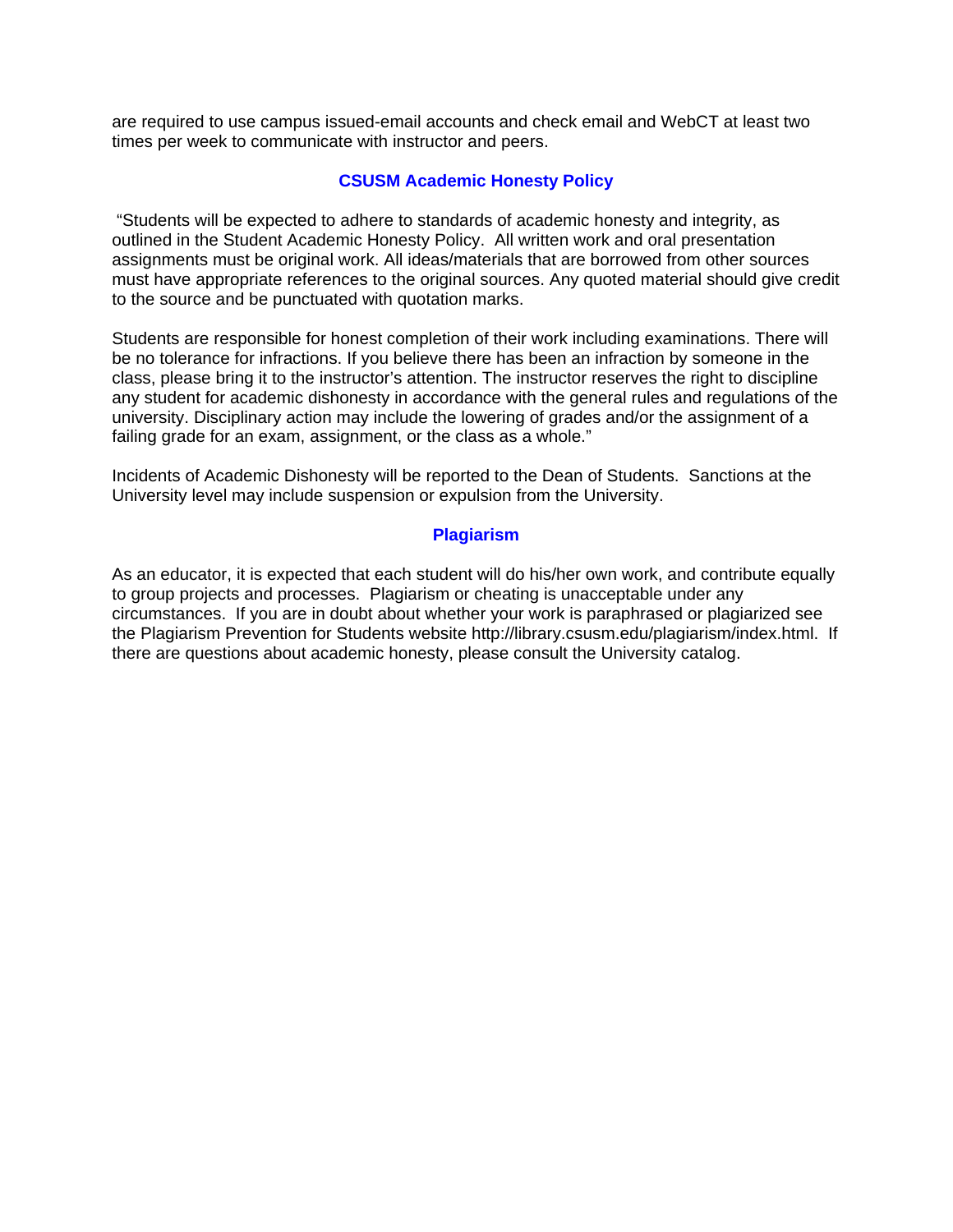are required to use campus issued-email accounts and check email and WebCT at least two times per week to communicate with instructor and peers.

## CSUSM Academic Honesty Policy

"Students will be expected to adhere to standards of academic honesty and integrity, as outlined in the Student Academic Honesty Policy. All written work and oral presentation assignments must be original work. All ideas/materials that are borrowed from other sources must have appropriate references to the original sources. Any quoted material should give credit to the source and be punctuated with quotation marks.

Students are responsible for honest completion of their work including examinations. There will be no tolerance for infractions. If you believe there has been an infraction by someone in the class, please bring it to the instructor's attention. The instructor reserves the right to discipline any student for academic dishonesty in accordance with the general rules and regulations of the university. Disciplinary action may include the lowering of grades and/or the assignment of a failing grade for an exam, assignment, or the class as a whole."

Incidents of Academic Dishonesty will be reported to the Dean of Students. Sanctions at the University level may include suspension or expulsion from the University.

## Plagiarism

As an educator, it is expected that each student will do his/her own work, and contribute equally to group projects and processes. Plagiarism or cheating is unacceptable under any circumstances. If you are in doubt about whether your work is paraphrased or plagiarized see the Plagiarism Prevention for Students website http://library.csusm.edu/plagiarism/index.html. If there are questions about academic honesty, please consult the University catalog.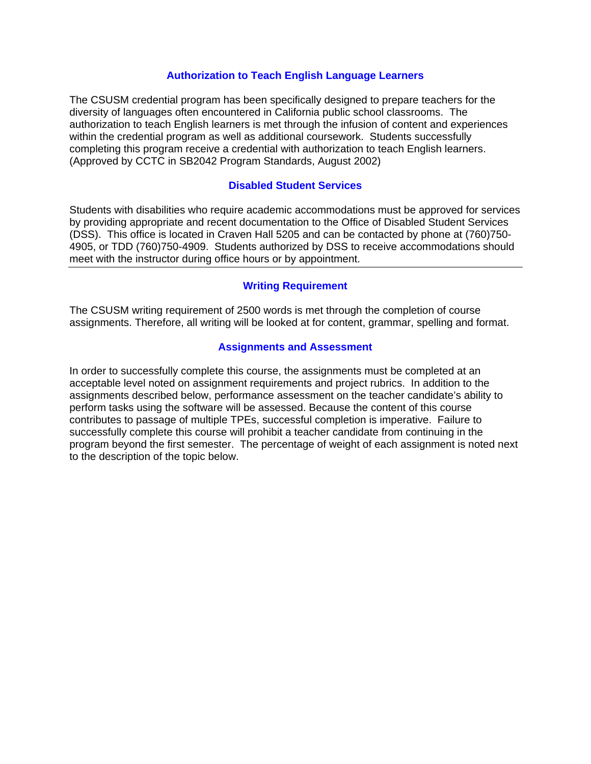### Authorization to Teach English Language Learners

The CSUSM credential program has been specifically designed to prepare teachers for the diversity of languages often encountered in California public school classrooms. The authorization to teach English learners is met through the infusion of content and experiences within the credential program as well as additional coursework. Students successfully completing this program receive a credential with authorization to teach English learners. (Approved by CCTC in SB2042 Program Standards, August 2002)

### Disabled Student Services

Students with disabilities who require academic accommodations must be approved for services by providing appropriate and recent documentation to the Office of Disabled Student Services (DSS). This office is located in Craven Hall 5205 and can be contacted by phone at (760)750-4905, or TDD (760)750-4909. Students authorized by DSS to receive accommodations should meet with the instructor during office hours or by appointment.

---

### Writing Requirement

The CSUSM writing requirement of 2500 words is met through the completion of course assignments. Therefore, all writing will be looked at for content, grammar, spelling and format.

### Assignments and Assessment

In order to successfully complete this course, the assignments must be completed at an acceptable level noted on assignment requirements and project rubrics. In addition to the assignments described below, performance assessment on the teacher candidate's ability to perform tasks using the software will be assessed. Because the content of this course contributes to passage of multiple TPEs, successful completion is imperative. Failure to successfully complete this course will prohibit a teacher candidate from continuing in the program beyond the first semester. The percentage of weight of each assignment is noted next to the description of the topic below.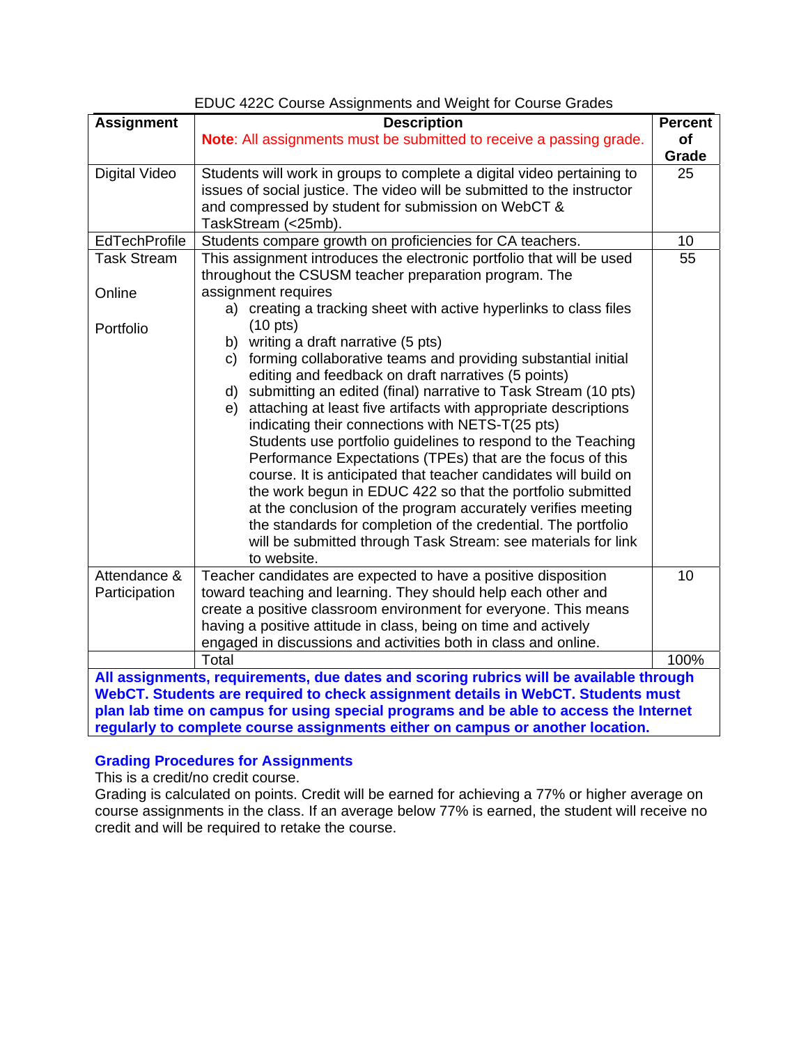EDUC 422C Course Assignments and Weight for Course Grades

| Assignment | Description<br>**Note**: All assignments must be submitted to receive a passing grade. | Percent of Grade |
|---|---|---|
| Digital Video | Students will work in groups to complete a digital video pertaining to issues of social justice. The video will be submitted to the instructor and compressed by student for submission on WebCT & TaskStream (<25mb). | 25 |
| EdTechProfile | Students compare growth on proficiencies for CA teachers. | 10 |
| Task Stream Online Portfolio | This assignment introduces the electronic portfolio that will be used throughout the CSUSM teacher preparation program. The assignment requires<br>a) creating a tracking sheet with active hyperlinks to class files (10 pts)<br>b) writing a draft narrative (5 pts)<br>c) forming collaborative teams and providing substantial initial editing and feedback on draft narratives (5 points)<br>d) submitting an edited (final) narrative to Task Stream (10 pts)<br>e) attaching at least five artifacts with appropriate descriptions indicating their connections with NETS-T(25 pts)<br>Students use portfolio guidelines to respond to the Teaching Performance Expectations (TPEs) that are the focus of this course. It is anticipated that teacher candidates will build on the work begun in EDUC 422 so that the portfolio submitted at the conclusion of the program accurately verifies meeting the standards for completion of the credential. The portfolio will be submitted through Task Stream: see materials for link to website. | 55 |
| Attendance & Participation | Teacher candidates are expected to have a positive disposition toward teaching and learning. They should help each other and create a positive classroom environment for everyone. This means having a positive attitude in class, being on time and actively engaged in discussions and activities both in class and online. | 10 |
| | Total | 100% |

**All assignments, requirements, due dates and scoring rubrics will be available through WebCT. Students are required to check assignment details in WebCT. Students must plan lab time on campus for using special programs and be able to access the Internet regularly to complete course assignments either on campus or another location.**

### Grading Procedures for Assignments

This is a credit/no credit course.

Grading is calculated on points. Credit will be earned for achieving a 77% or higher average on course assignments in the class. If an average below 77% is earned, the student will receive no credit and will be required to retake the course.